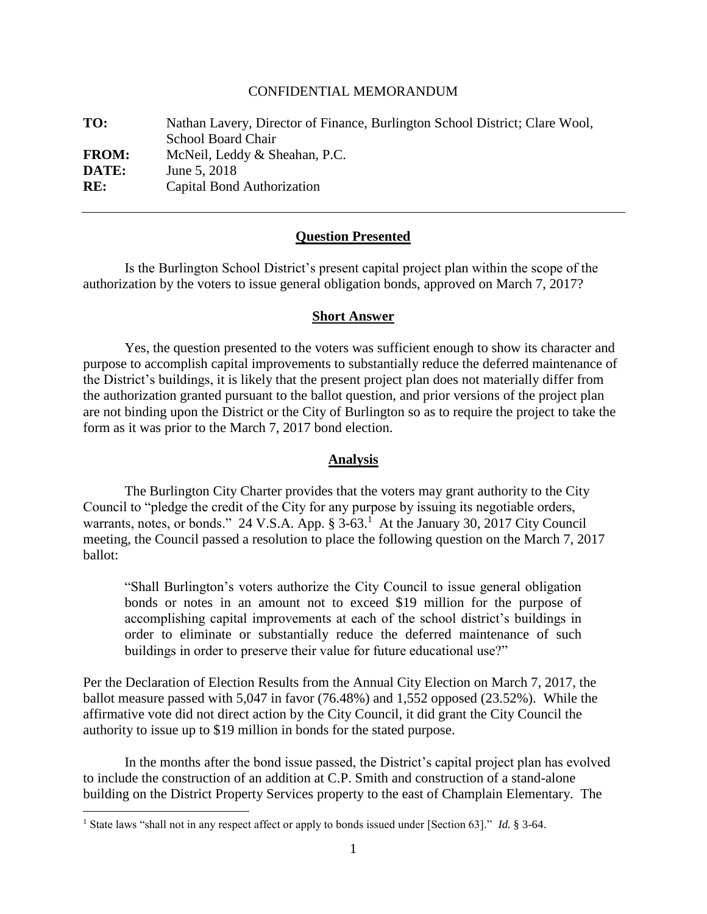CONFIDENTIAL MEMORANDUM

**TO:** Nathan Lavery, Director of Finance, Burlington School District; Clare Wool, School Board Chair
**FROM:** McNeil, Leddy & Sheahan, P.C.
**DATE:** June 5, 2018
**RE:** Capital Bond Authorization

---

## Question Presented

Is the Burlington School District's present capital project plan within the scope of the authorization by the voters to issue general obligation bonds, approved on March 7, 2017?

## Short Answer

Yes, the question presented to the voters was sufficient enough to show its character and purpose to accomplish capital improvements to substantially reduce the deferred maintenance of the District's buildings, it is likely that the present project plan does not materially differ from the authorization granted pursuant to the ballot question, and prior versions of the project plan are not binding upon the District or the City of Burlington so as to require the project to take the form as it was prior to the March 7, 2017 bond election.

## Analysis

The Burlington City Charter provides that the voters may grant authority to the City Council to "pledge the credit of the City for any purpose by issuing its negotiable orders, warrants, notes, or bonds." 24 V.S.A. App. § 3-63.[1] At the January 30, 2017 City Council meeting, the Council passed a resolution to place the following question on the March 7, 2017 ballot:

> "Shall Burlington's voters authorize the City Council to issue general obligation bonds or notes in an amount not to exceed $19 million for the purpose of accomplishing capital improvements at each of the school district's buildings in order to eliminate or substantially reduce the deferred maintenance of such buildings in order to preserve their value for future educational use?"

Per the Declaration of Election Results from the Annual City Election on March 7, 2017, the ballot measure passed with 5,047 in favor (76.48%) and 1,552 opposed (23.52%). While the affirmative vote did not direct action by the City Council, it did grant the City Council the authority to issue up to $19 million in bonds for the stated purpose.

In the months after the bond issue passed, the District's capital project plan has evolved to include the construction of an addition at C.P. Smith and construction of a stand-alone building on the District Property Services property to the east of Champlain Elementary. The

---

[1] State laws "shall not in any respect affect or apply to bonds issued under [Section 63]." *Id.* § 3-64.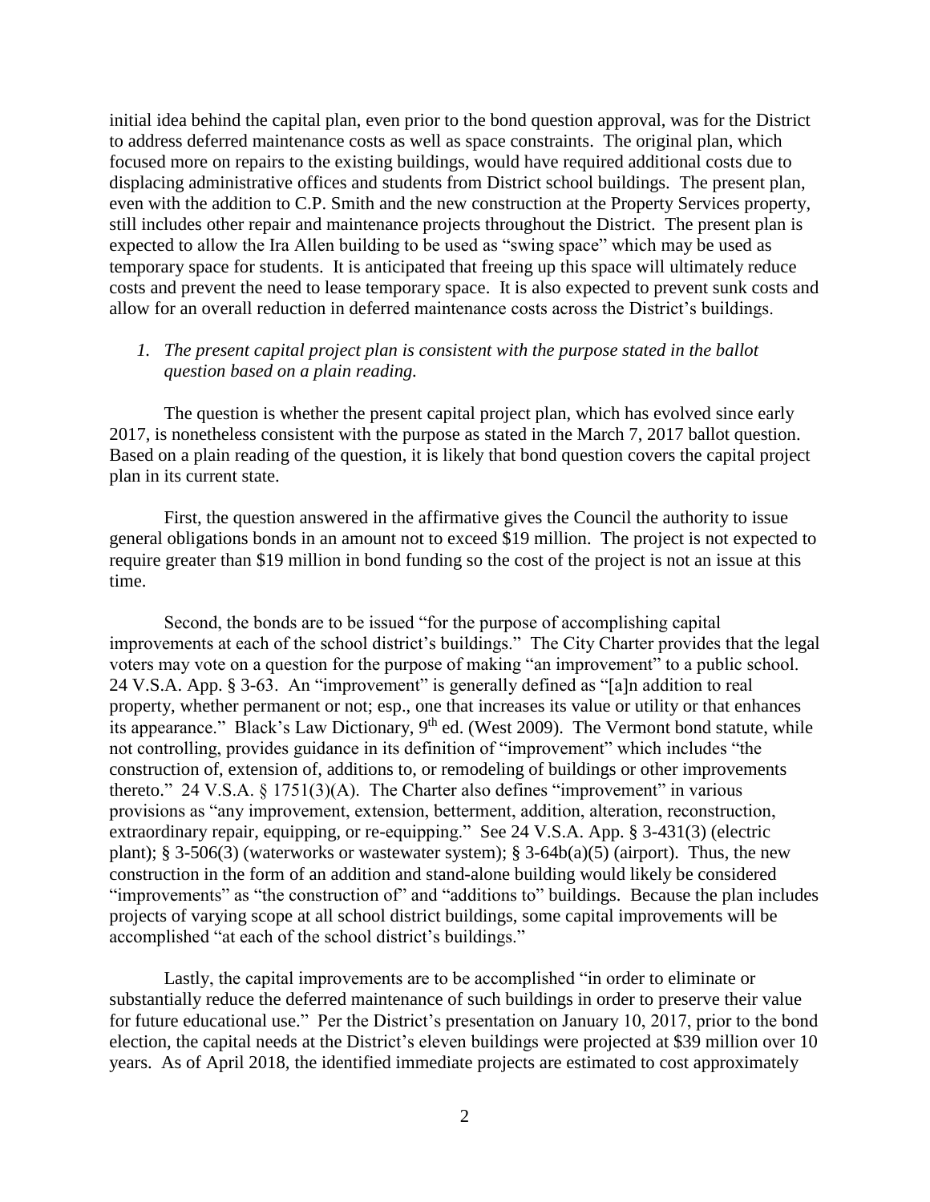initial idea behind the capital plan, even prior to the bond question approval, was for the District to address deferred maintenance costs as well as space constraints. The original plan, which focused more on repairs to the existing buildings, would have required additional costs due to displacing administrative offices and students from District school buildings. The present plan, even with the addition to C.P. Smith and the new construction at the Property Services property, still includes other repair and maintenance projects throughout the District. The present plan is expected to allow the Ira Allen building to be used as "swing space" which may be used as temporary space for students. It is anticipated that freeing up this space will ultimately reduce costs and prevent the need to lease temporary space. It is also expected to prevent sunk costs and allow for an overall reduction in deferred maintenance costs across the District's buildings.

1. *The present capital project plan is consistent with the purpose stated in the ballot question based on a plain reading.*

The question is whether the present capital project plan, which has evolved since early 2017, is nonetheless consistent with the purpose as stated in the March 7, 2017 ballot question. Based on a plain reading of the question, it is likely that bond question covers the capital project plan in its current state.

First, the question answered in the affirmative gives the Council the authority to issue general obligations bonds in an amount not to exceed \$19 million. The project is not expected to require greater than \$19 million in bond funding so the cost of the project is not an issue at this time.

Second, the bonds are to be issued "for the purpose of accomplishing capital improvements at each of the school district's buildings." The City Charter provides that the legal voters may vote on a question for the purpose of making "an improvement" to a public school. 24 V.S.A. App. § 3-63. An "improvement" is generally defined as "[a]n addition to real property, whether permanent or not; esp., one that increases its value or utility or that enhances its appearance." Black's Law Dictionary, 9th ed. (West 2009). The Vermont bond statute, while not controlling, provides guidance in its definition of "improvement" which includes "the construction of, extension of, additions to, or remodeling of buildings or other improvements thereto." 24 V.S.A. § 1751(3)(A). The Charter also defines "improvement" in various provisions as "any improvement, extension, betterment, addition, alteration, reconstruction, extraordinary repair, equipping, or re-equipping." See 24 V.S.A. App. § 3-431(3) (electric plant); § 3-506(3) (waterworks or wastewater system); § 3-64b(a)(5) (airport). Thus, the new construction in the form of an addition and stand-alone building would likely be considered "improvements" as "the construction of" and "additions to" buildings. Because the plan includes projects of varying scope at all school district buildings, some capital improvements will be accomplished "at each of the school district's buildings."

Lastly, the capital improvements are to be accomplished "in order to eliminate or substantially reduce the deferred maintenance of such buildings in order to preserve their value for future educational use." Per the District's presentation on January 10, 2017, prior to the bond election, the capital needs at the District's eleven buildings were projected at \$39 million over 10 years. As of April 2018, the identified immediate projects are estimated to cost approximately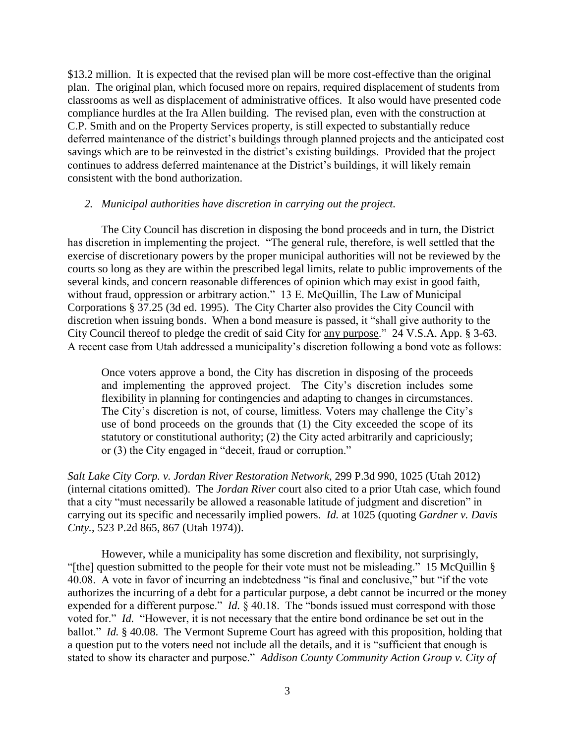$13.2 million. It is expected that the revised plan will be more cost-effective than the original plan. The original plan, which focused more on repairs, required displacement of students from classrooms as well as displacement of administrative offices. It also would have presented code compliance hurdles at the Ira Allen building. The revised plan, even with the construction at C.P. Smith and on the Property Services property, is still expected to substantially reduce deferred maintenance of the district's buildings through planned projects and the anticipated cost savings which are to be reinvested in the district's existing buildings. Provided that the project continues to address deferred maintenance at the District's buildings, it will likely remain consistent with the bond authorization.

*2. Municipal authorities have discretion in carrying out the project.*

The City Council has discretion in disposing the bond proceeds and in turn, the District has discretion in implementing the project. "The general rule, therefore, is well settled that the exercise of discretionary powers by the proper municipal authorities will not be reviewed by the courts so long as they are within the prescribed legal limits, relate to public improvements of the several kinds, and concern reasonable differences of opinion which may exist in good faith, without fraud, oppression or arbitrary action." 13 E. McQuillin, The Law of Municipal Corporations § 37.25 (3d ed. 1995). The City Charter also provides the City Council with discretion when issuing bonds. When a bond measure is passed, it "shall give authority to the City Council thereof to pledge the credit of said City for <u>any purpose</u>." 24 V.S.A. App. § 3-63. A recent case from Utah addressed a municipality's discretion following a bond vote as follows:

> Once voters approve a bond, the City has discretion in disposing of the proceeds and implementing the approved project. The City's discretion includes some flexibility in planning for contingencies and adapting to changes in circumstances. The City's discretion is not, of course, limitless. Voters may challenge the City's use of bond proceeds on the grounds that (1) the City exceeded the scope of its statutory or constitutional authority; (2) the City acted arbitrarily and capriciously; or (3) the City engaged in "deceit, fraud or corruption."

*Salt Lake City Corp. v. Jordan River Restoration Network*, 299 P.3d 990, 1025 (Utah 2012) (internal citations omitted). The *Jordan River* court also cited to a prior Utah case, which found that a city "must necessarily be allowed a reasonable latitude of judgment and discretion" in carrying out its specific and necessarily implied powers. *Id.* at 1025 (quoting *Gardner v. Davis Cnty.*, 523 P.2d 865, 867 (Utah 1974)).

However, while a municipality has some discretion and flexibility, not surprisingly, "[the] question submitted to the people for their vote must not be misleading." 15 McQuillin § 40.08. A vote in favor of incurring an indebtedness "is final and conclusive," but "if the vote authorizes the incurring of a debt for a particular purpose, a debt cannot be incurred or the money expended for a different purpose." *Id.* § 40.18. The "bonds issued must correspond with those voted for." *Id.* "However, it is not necessary that the entire bond ordinance be set out in the ballot." *Id.* § 40.08. The Vermont Supreme Court has agreed with this proposition, holding that a question put to the voters need not include all the details, and it is "sufficient that enough is stated to show its character and purpose." *Addison County Community Action Group v. City of*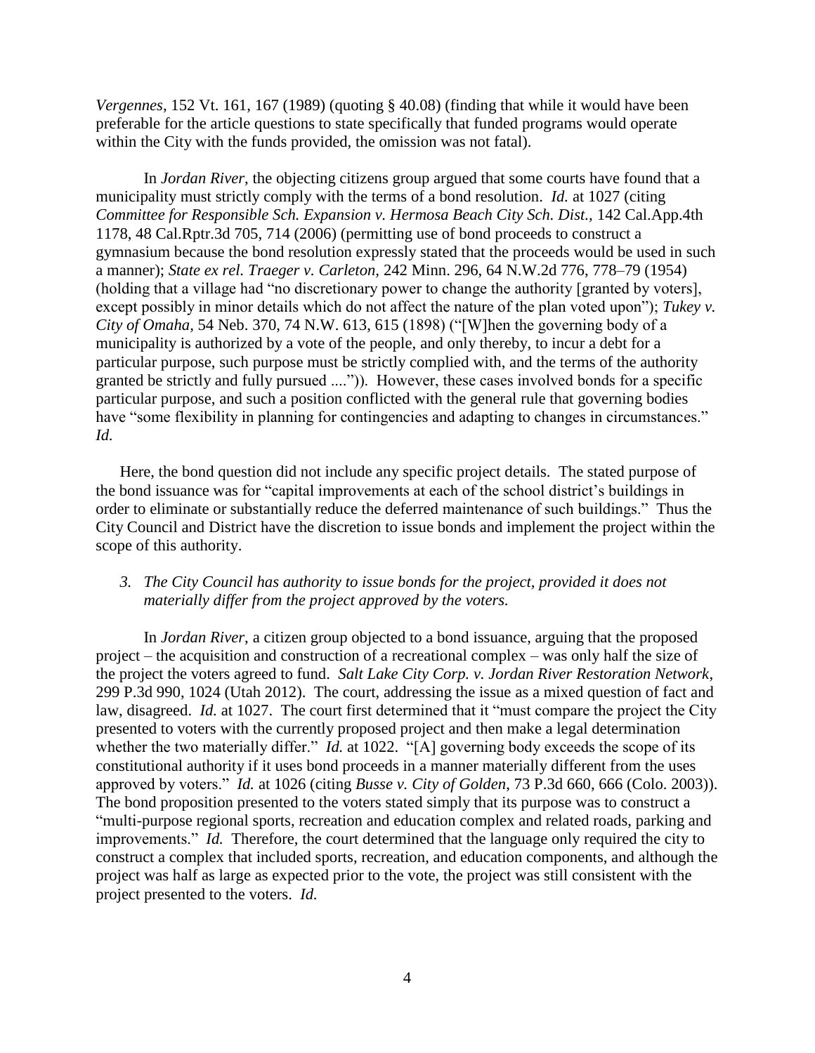*Vergennes*, 152 Vt. 161, 167 (1989) (quoting § 40.08) (finding that while it would have been preferable for the article questions to state specifically that funded programs would operate within the City with the funds provided, the omission was not fatal).

In *Jordan River*, the objecting citizens group argued that some courts have found that a municipality must strictly comply with the terms of a bond resolution. *Id.* at 1027 (citing *Committee for Responsible Sch. Expansion v. Hermosa Beach City Sch. Dist.,* 142 Cal.App.4th 1178, 48 Cal.Rptr.3d 705, 714 (2006) (permitting use of bond proceeds to construct a gymnasium because the bond resolution expressly stated that the proceeds would be used in such a manner); *State ex rel. Traeger v. Carleton,* 242 Minn. 296, 64 N.W.2d 776, 778–79 (1954) (holding that a village had "no discretionary power to change the authority [granted by voters], except possibly in minor details which do not affect the nature of the plan voted upon"); *Tukey v. City of Omaha,* 54 Neb. 370, 74 N.W. 613, 615 (1898) ("[W]hen the governing body of a municipality is authorized by a vote of the people, and only thereby, to incur a debt for a particular purpose, such purpose must be strictly complied with, and the terms of the authority granted be strictly and fully pursued ....")). However, these cases involved bonds for a specific particular purpose, and such a position conflicted with the general rule that governing bodies have "some flexibility in planning for contingencies and adapting to changes in circumstances." *Id.*

Here, the bond question did not include any specific project details. The stated purpose of the bond issuance was for "capital improvements at each of the school district's buildings in order to eliminate or substantially reduce the deferred maintenance of such buildings." Thus the City Council and District have the discretion to issue bonds and implement the project within the scope of this authority.

3. *The City Council has authority to issue bonds for the project, provided it does not materially differ from the project approved by the voters.*

In *Jordan River*, a citizen group objected to a bond issuance, arguing that the proposed project – the acquisition and construction of a recreational complex – was only half the size of the project the voters agreed to fund. *Salt Lake City Corp. v. Jordan River Restoration Network*, 299 P.3d 990, 1024 (Utah 2012). The court, addressing the issue as a mixed question of fact and law, disagreed. *Id.* at 1027. The court first determined that it "must compare the project the City presented to voters with the currently proposed project and then make a legal determination whether the two materially differ." *Id.* at 1022. "[A] governing body exceeds the scope of its constitutional authority if it uses bond proceeds in a manner materially different from the uses approved by voters." *Id.* at 1026 (citing *Busse v. City of Golden*, 73 P.3d 660, 666 (Colo. 2003)). The bond proposition presented to the voters stated simply that its purpose was to construct a "multi-purpose regional sports, recreation and education complex and related roads, parking and improvements." *Id.* Therefore, the court determined that the language only required the city to construct a complex that included sports, recreation, and education components, and although the project was half as large as expected prior to the vote, the project was still consistent with the project presented to the voters. *Id.*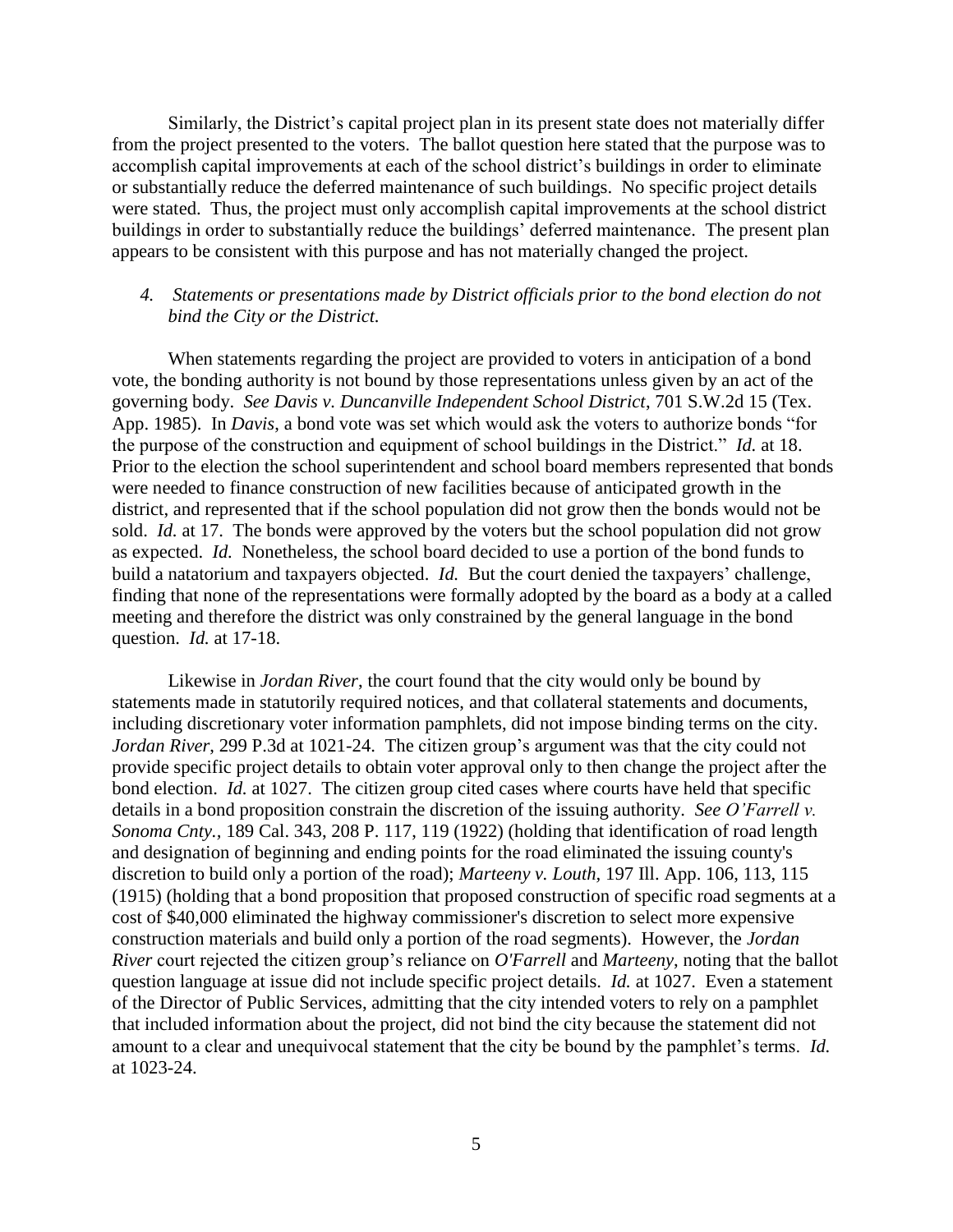Similarly, the District's capital project plan in its present state does not materially differ from the project presented to the voters. The ballot question here stated that the purpose was to accomplish capital improvements at each of the school district's buildings in order to eliminate or substantially reduce the deferred maintenance of such buildings. No specific project details were stated. Thus, the project must only accomplish capital improvements at the school district buildings in order to substantially reduce the buildings' deferred maintenance. The present plan appears to be consistent with this purpose and has not materially changed the project.

*4. Statements or presentations made by District officials prior to the bond election do not bind the City or the District.*

When statements regarding the project are provided to voters in anticipation of a bond vote, the bonding authority is not bound by those representations unless given by an act of the governing body. *See Davis v. Duncanville Independent School District*, 701 S.W.2d 15 (Tex. App. 1985). In *Davis*, a bond vote was set which would ask the voters to authorize bonds "for the purpose of the construction and equipment of school buildings in the District." *Id.* at 18. Prior to the election the school superintendent and school board members represented that bonds were needed to finance construction of new facilities because of anticipated growth in the district, and represented that if the school population did not grow then the bonds would not be sold. *Id.* at 17. The bonds were approved by the voters but the school population did not grow as expected. *Id.* Nonetheless, the school board decided to use a portion of the bond funds to build a natatorium and taxpayers objected. *Id.* But the court denied the taxpayers' challenge, finding that none of the representations were formally adopted by the board as a body at a called meeting and therefore the district was only constrained by the general language in the bond question. *Id.* at 17-18.

Likewise in *Jordan River*, the court found that the city would only be bound by statements made in statutorily required notices, and that collateral statements and documents, including discretionary voter information pamphlets, did not impose binding terms on the city. *Jordan River*, 299 P.3d at 1021-24. The citizen group's argument was that the city could not provide specific project details to obtain voter approval only to then change the project after the bond election. *Id.* at 1027. The citizen group cited cases where courts have held that specific details in a bond proposition constrain the discretion of the issuing authority. *See O'Farrell v. Sonoma Cnty.*, 189 Cal. 343, 208 P. 117, 119 (1922) (holding that identification of road length and designation of beginning and ending points for the road eliminated the issuing county's discretion to build only a portion of the road); *Marteeny v. Louth*, 197 Ill. App. 106, 113, 115 (1915) (holding that a bond proposition that proposed construction of specific road segments at a cost of $40,000 eliminated the highway commissioner's discretion to select more expensive construction materials and build only a portion of the road segments). However, the *Jordan River* court rejected the citizen group's reliance on *O'Farrell* and *Marteeny*, noting that the ballot question language at issue did not include specific project details. *Id.* at 1027. Even a statement of the Director of Public Services, admitting that the city intended voters to rely on a pamphlet that included information about the project, did not bind the city because the statement did not amount to a clear and unequivocal statement that the city be bound by the pamphlet's terms. *Id.* at 1023-24.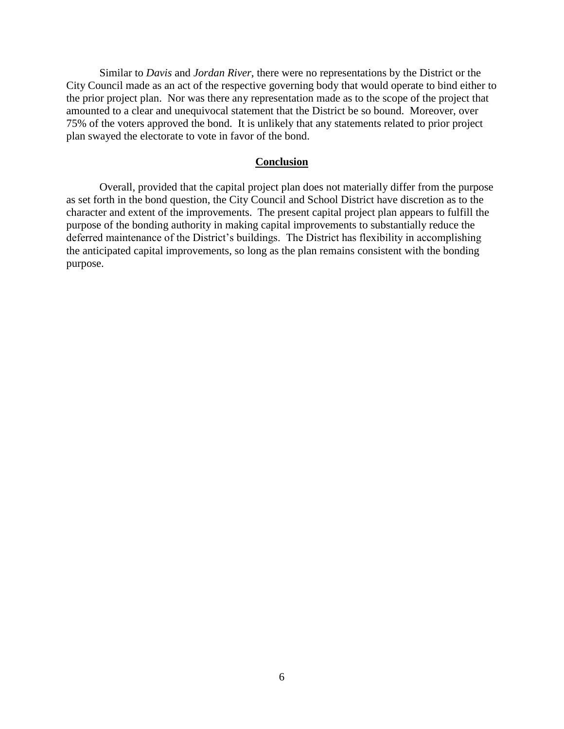Similar to *Davis* and *Jordan River*, there were no representations by the District or the City Council made as an act of the respective governing body that would operate to bind either to the prior project plan. Nor was there any representation made as to the scope of the project that amounted to a clear and unequivocal statement that the District be so bound. Moreover, over 75% of the voters approved the bond. It is unlikely that any statements related to prior project plan swayed the electorate to vote in favor of the bond.

## **Conclusion**

Overall, provided that the capital project plan does not materially differ from the purpose as set forth in the bond question, the City Council and School District have discretion as to the character and extent of the improvements. The present capital project plan appears to fulfill the purpose of the bonding authority in making capital improvements to substantially reduce the deferred maintenance of the District's buildings. The District has flexibility in accomplishing the anticipated capital improvements, so long as the plan remains consistent with the bonding purpose.